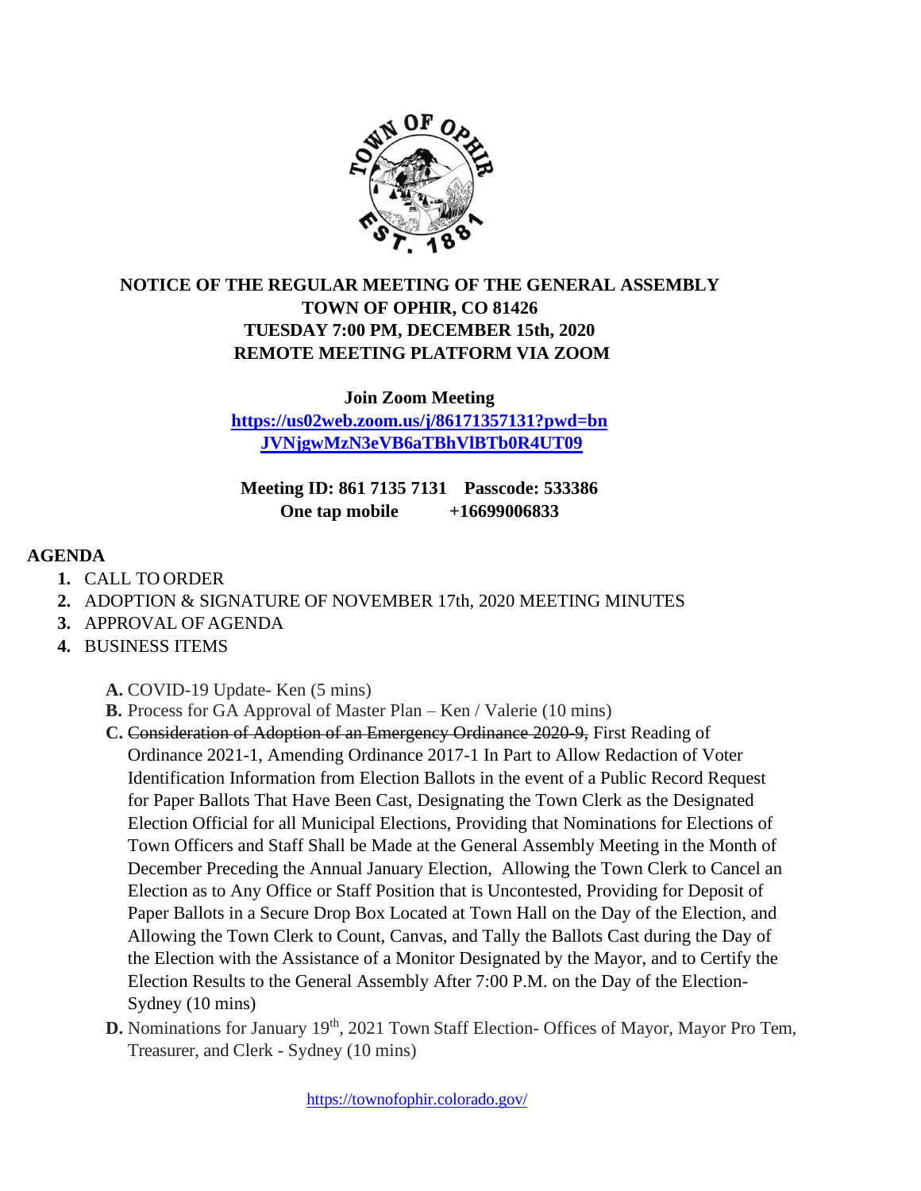**NOTICE OF THE REGULAR MEETING OF THE GENERAL ASSEMBLY**
**TOWN OF OPHIR, CO 81426**
**TUESDAY 7:00 PM, DECEMBER 15th, 2020**
**REMOTE MEETING PLATFORM VIA ZOOM**

**Join Zoom Meeting**
**https://us02web.zoom.us/j/86171357131?pwd=bnJVNjgwMzN3eVB6aTBhVlBTb0R4UT09**

**Meeting ID: 861 7135 7131 Passcode: 533386**
**One tap mobile +16699006833**

## AGENDA

1. CALL TO ORDER
2. ADOPTION & SIGNATURE OF NOVEMBER 17th, 2020 MEETING MINUTES
3. APPROVAL OF AGENDA
4. BUSINESS ITEMS

   **A.** COVID-19 Update- Ken (5 mins)

   **B.** Process for GA Approval of Master Plan – Ken / Valerie (10 mins)

   **C.** ~~Consideration of Adoption of an Emergency Ordinance 2020-9,~~ First Reading of Ordinance 2021-1, Amending Ordinance 2017-1 In Part to Allow Redaction of Voter Identification Information from Election Ballots in the event of a Public Record Request for Paper Ballots That Have Been Cast, Designating the Town Clerk as the Designated Election Official for all Municipal Elections, Providing that Nominations for Elections of Town Officers and Staff Shall be Made at the General Assembly Meeting in the Month of December Preceding the Annual January Election, Allowing the Town Clerk to Cancel an Election as to Any Office or Staff Position that is Uncontested, Providing for Deposit of Paper Ballots in a Secure Drop Box Located at Town Hall on the Day of the Election, and Allowing the Town Clerk to Count, Canvas, and Tally the Ballots Cast during the Day of the Election with the Assistance of a Monitor Designated by the Mayor, and to Certify the Election Results to the General Assembly After 7:00 P.M. on the Day of the Election- Sydney (10 mins)

   **D.** Nominations for January 19th, 2021 Town Staff Election- Offices of Mayor, Mayor Pro Tem, Treasurer, and Clerk - Sydney (10 mins)

https://townofophir.colorado.gov/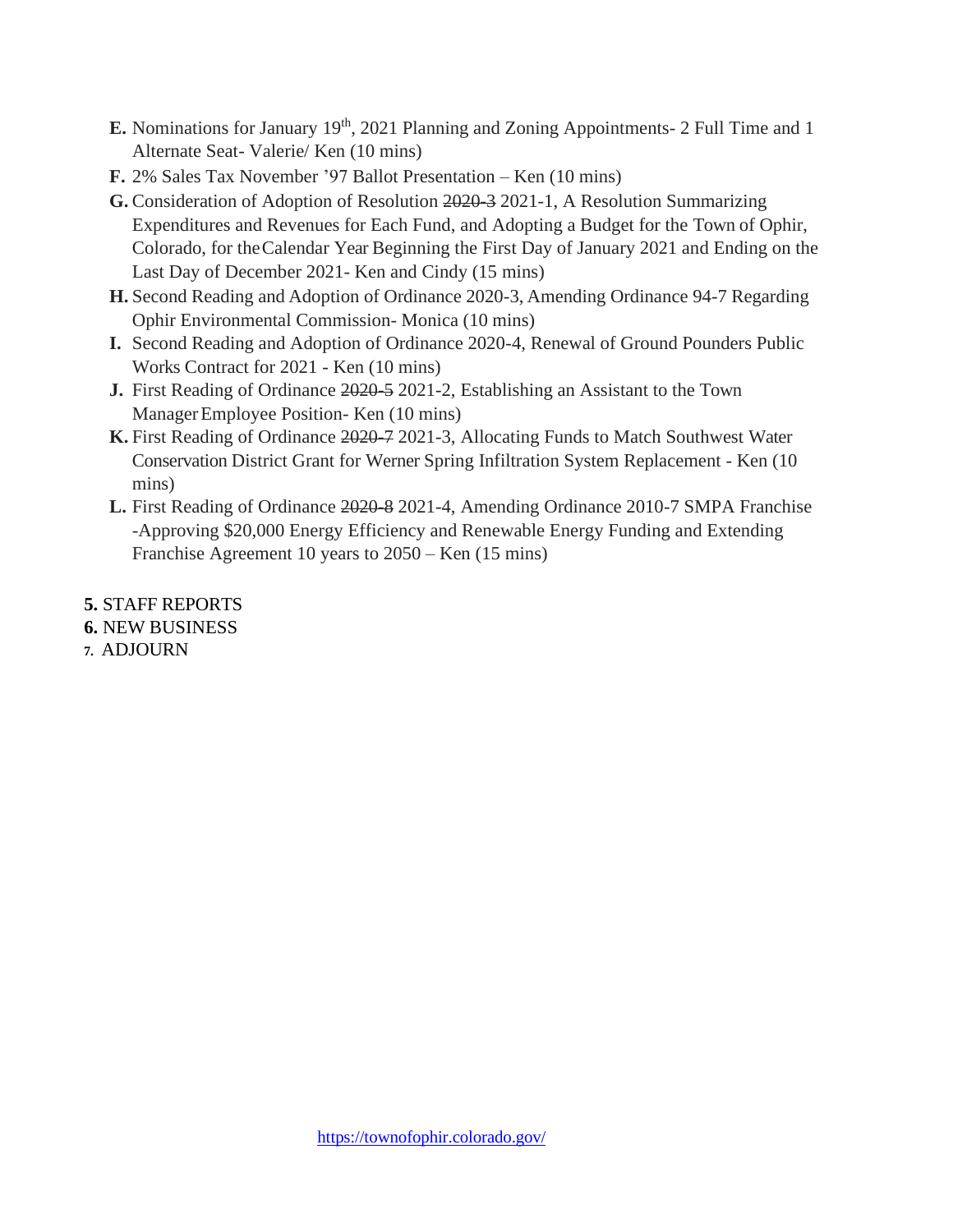**E.** Nominations for January 19th, 2021 Planning and Zoning Appointments- 2 Full Time and 1 Alternate Seat- Valerie/ Ken (10 mins)

**F.** 2% Sales Tax November '97 Ballot Presentation – Ken (10 mins)

**G.** Consideration of Adoption of Resolution ~~2020-3~~ 2021-1, A Resolution Summarizing Expenditures and Revenues for Each Fund, and Adopting a Budget for the Town of Ophir, Colorado, for the Calendar Year Beginning the First Day of January 2021 and Ending on the Last Day of December 2021- Ken and Cindy (15 mins)

**H.** Second Reading and Adoption of Ordinance 2020-3, Amending Ordinance 94-7 Regarding Ophir Environmental Commission- Monica (10 mins)

**I.** Second Reading and Adoption of Ordinance 2020-4, Renewal of Ground Pounders Public Works Contract for 2021 - Ken (10 mins)

**J.** First Reading of Ordinance ~~2020-5~~ 2021-2, Establishing an Assistant to the Town Manager Employee Position- Ken (10 mins)

**K.** First Reading of Ordinance ~~2020-7~~ 2021-3, Allocating Funds to Match Southwest Water Conservation District Grant for Werner Spring Infiltration System Replacement - Ken (10 mins)

**L.** First Reading of Ordinance ~~2020-8~~ 2021-4, Amending Ordinance 2010-7 SMPA Franchise -Approving $20,000 Energy Efficiency and Renewable Energy Funding and Extending Franchise Agreement 10 years to 2050 – Ken (15 mins)

**5.** STAFF REPORTS

**6.** NEW BUSINESS

**7.** ADJOURN

https://townofophir.colorado.gov/